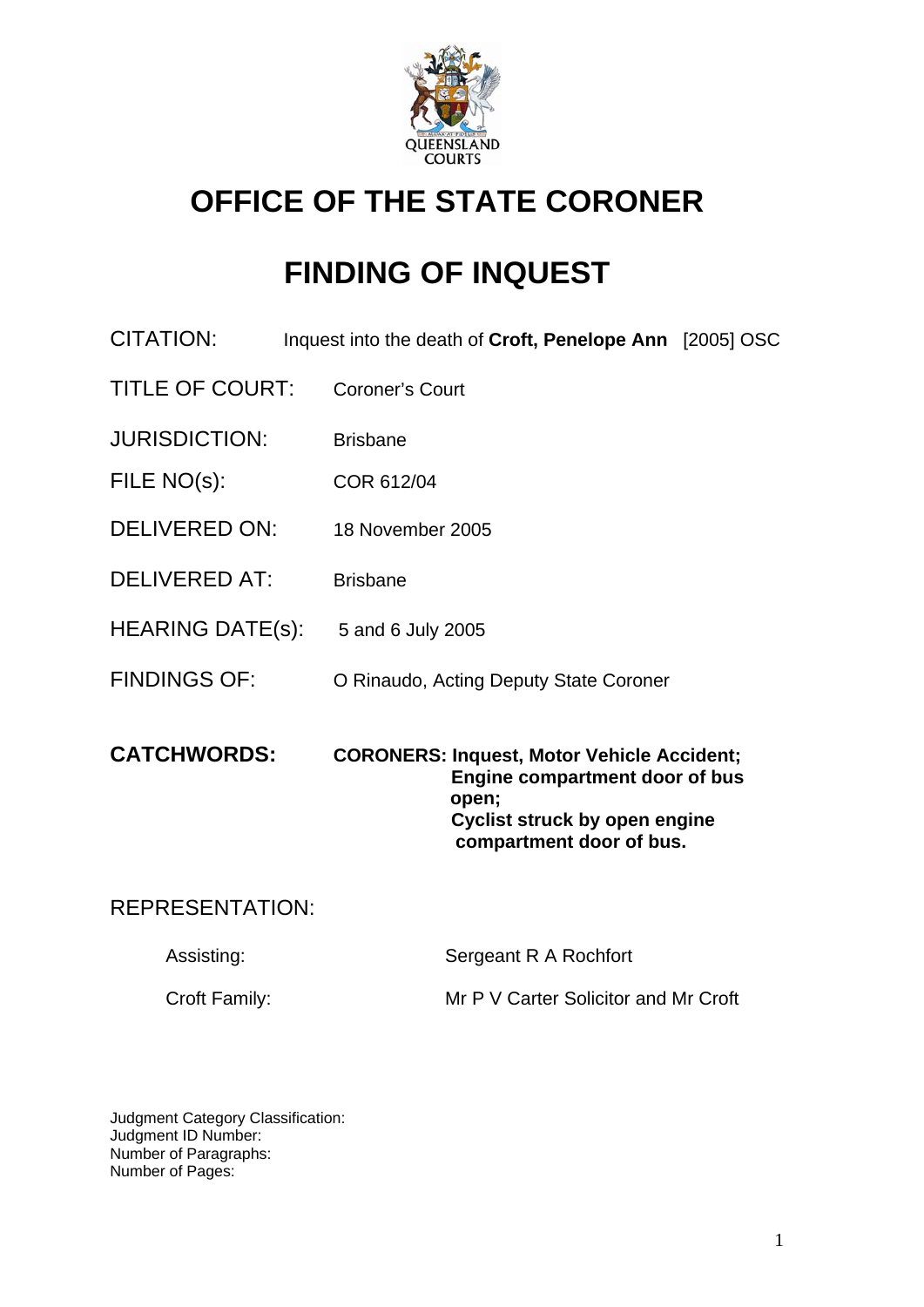QUEENSLAND COURTS

# OFFICE OF THE STATE CORONER

# FINDING OF INQUEST

| | |
|---|---|
| CITATION: | Inquest into the death of **Croft, Penelope Ann** [2005] OSC |
| TITLE OF COURT: | Coroner's Court |
| JURISDICTION: | Brisbane |
| FILE NO(s): | COR 612/04 |
| DELIVERED ON: | 18 November 2005 |
| DELIVERED AT: | Brisbane |
| HEARING DATE(s): | 5 and 6 July 2005 |
| FINDINGS OF: | O Rinaudo, Acting Deputy State Coroner |
| **CATCHWORDS:** | **CORONERS: Inquest, Motor Vehicle Accident; Engine compartment door of bus open; Cyclist struck by open engine compartment door of bus.** |

REPRESENTATION:

| | |
|---|---|
| Assisting: | Sergeant R A Rochfort |
| Croft Family: | Mr P V Carter Solicitor and Mr Croft |

Judgment Category Classification:
Judgment ID Number:
Number of Paragraphs:
Number of Pages: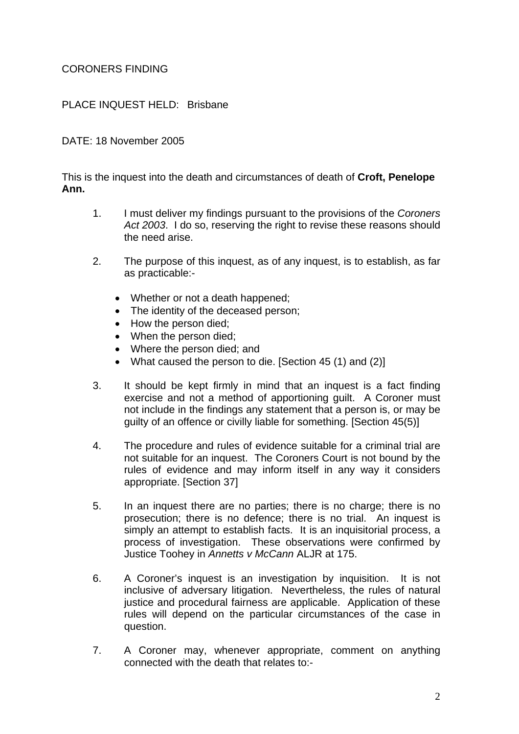CORONERS FINDING

PLACE INQUEST HELD: Brisbane

DATE: 18 November 2005

This is the inquest into the death and circumstances of death of **Croft, Penelope Ann.**

1. I must deliver my findings pursuant to the provisions of the *Coroners Act 2003*. I do so, reserving the right to revise these reasons should the need arise.

2. The purpose of this inquest, as of any inquest, is to establish, as far as practicable:-

   - Whether or not a death happened;
   - The identity of the deceased person;
   - How the person died;
   - When the person died;
   - Where the person died; and
   - What caused the person to die. [Section 45 (1) and (2)]

3. It should be kept firmly in mind that an inquest is a fact finding exercise and not a method of apportioning guilt. A Coroner must not include in the findings any statement that a person is, or may be guilty of an offence or civilly liable for something. [Section 45(5)]

4. The procedure and rules of evidence suitable for a criminal trial are not suitable for an inquest. The Coroners Court is not bound by the rules of evidence and may inform itself in any way it considers appropriate. [Section 37]

5. In an inquest there are no parties; there is no charge; there is no prosecution; there is no defence; there is no trial. An inquest is simply an attempt to establish facts. It is an inquisitorial process, a process of investigation. These observations were confirmed by Justice Toohey in *Annetts v McCann* ALJR at 175.

6. A Coroner's inquest is an investigation by inquisition. It is not inclusive of adversary litigation. Nevertheless, the rules of natural justice and procedural fairness are applicable. Application of these rules will depend on the particular circumstances of the case in question.

7. A Coroner may, whenever appropriate, comment on anything connected with the death that relates to:-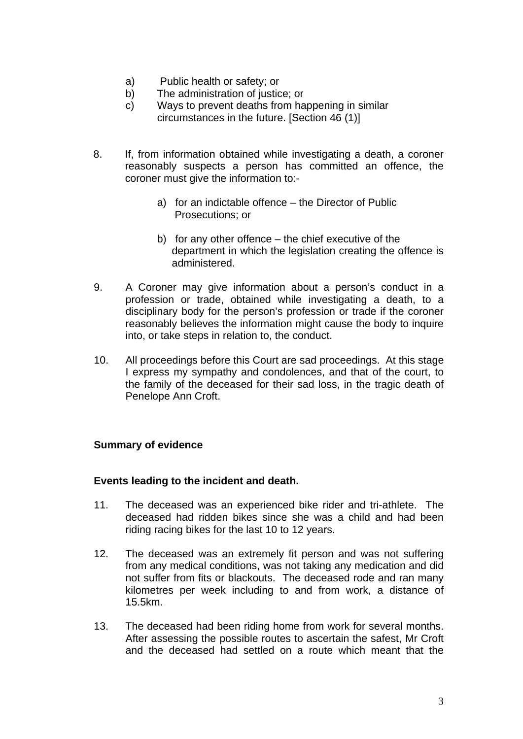a) Public health or safety; or
b) The administration of justice; or
c) Ways to prevent deaths from happening in similar circumstances in the future. [Section 46 (1)]

8. If, from information obtained while investigating a death, a coroner reasonably suspects a person has committed an offence, the coroner must give the information to:-

    a) for an indictable offence – the Director of Public Prosecutions; or

    b) for any other offence – the chief executive of the department in which the legislation creating the offence is administered.

9. A Coroner may give information about a person's conduct in a profession or trade, obtained while investigating a death, to a disciplinary body for the person's profession or trade if the coroner reasonably believes the information might cause the body to inquire into, or take steps in relation to, the conduct.

10. All proceedings before this Court are sad proceedings. At this stage I express my sympathy and condolences, and that of the court, to the family of the deceased for their sad loss, in the tragic death of Penelope Ann Croft.

**Summary of evidence**

**Events leading to the incident and death.**

11. The deceased was an experienced bike rider and tri-athlete. The deceased had ridden bikes since she was a child and had been riding racing bikes for the last 10 to 12 years.

12. The deceased was an extremely fit person and was not suffering from any medical conditions, was not taking any medication and did not suffer from fits or blackouts. The deceased rode and ran many kilometres per week including to and from work, a distance of 15.5km.

13. The deceased had been riding home from work for several months. After assessing the possible routes to ascertain the safest, Mr Croft and the deceased had settled on a route which meant that the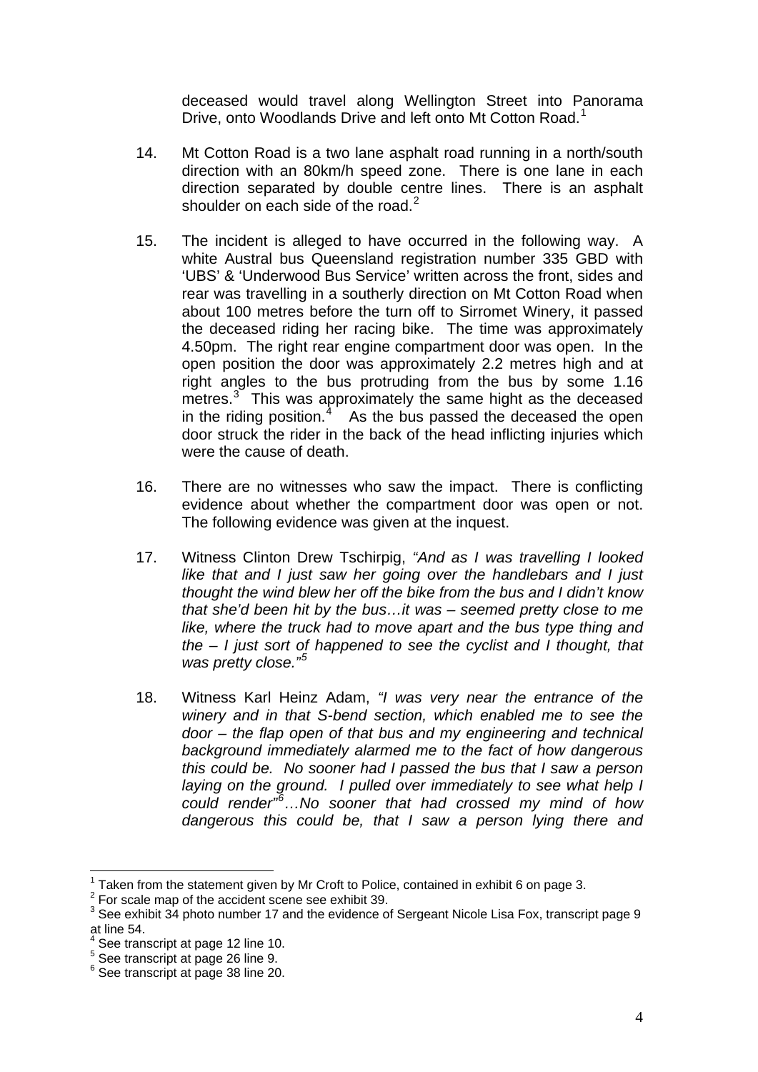deceased would travel along Wellington Street into Panorama Drive, onto Woodlands Drive and left onto Mt Cotton Road.[1]

14. Mt Cotton Road is a two lane asphalt road running in a north/south direction with an 80km/h speed zone. There is one lane in each direction separated by double centre lines. There is an asphalt shoulder on each side of the road.[2]

15. The incident is alleged to have occurred in the following way. A white Austral bus Queensland registration number 335 GBD with 'UBS' & 'Underwood Bus Service' written across the front, sides and rear was travelling in a southerly direction on Mt Cotton Road when about 100 metres before the turn off to Sirromet Winery, it passed the deceased riding her racing bike. The time was approximately 4.50pm. The right rear engine compartment door was open. In the open position the door was approximately 2.2 metres high and at right angles to the bus protruding from the bus by some 1.16 metres.[3] This was approximately the same hight as the deceased in the riding position.[4] As the bus passed the deceased the open door struck the rider in the back of the head inflicting injuries which were the cause of death.

16. There are no witnesses who saw the impact. There is conflicting evidence about whether the compartment door was open or not. The following evidence was given at the inquest.

17. Witness Clinton Drew Tschirpig, *"And as I was travelling I looked like that and I just saw her going over the handlebars and I just thought the wind blew her off the bike from the bus and I didn't know that she'd been hit by the bus…it was – seemed pretty close to me like, where the truck had to move apart and the bus type thing and the – I just sort of happened to see the cyclist and I thought, that was pretty close."*[5]

18. Witness Karl Heinz Adam, *"I was very near the entrance of the winery and in that S-bend section, which enabled me to see the door – the flap open of that bus and my engineering and technical background immediately alarmed me to the fact of how dangerous this could be. No sooner had I passed the bus that I saw a person laying on the ground. I pulled over immediately to see what help I could render"*[6]*…No sooner that had crossed my mind of how dangerous this could be, that I saw a person lying there and*

---

[1] Taken from the statement given by Mr Croft to Police, contained in exhibit 6 on page 3.
[2] For scale map of the accident scene see exhibit 39.
[3] See exhibit 34 photo number 17 and the evidence of Sergeant Nicole Lisa Fox, transcript page 9 at line 54.
[4] See transcript at page 12 line 10.
[5] See transcript at page 26 line 9.
[6] See transcript at page 38 line 20.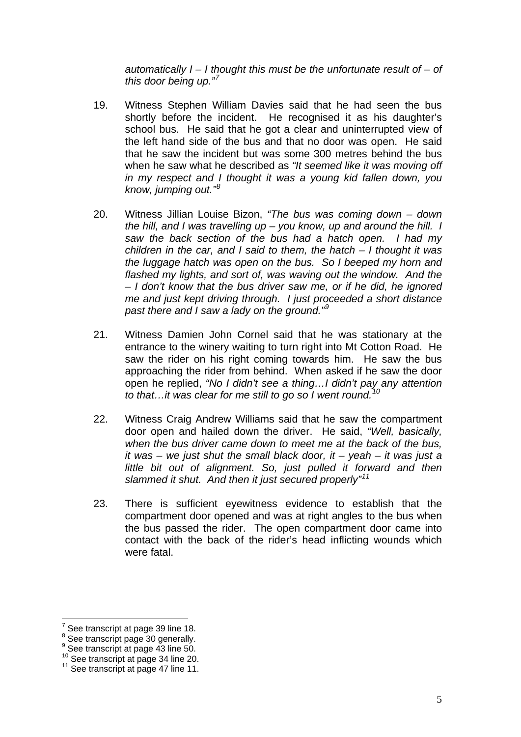*automatically I – I thought this must be the unfortunate result of – of this door being up."*[7]

19. Witness Stephen William Davies said that he had seen the bus shortly before the incident. He recognised it as his daughter's school bus. He said that he got a clear and uninterrupted view of the left hand side of the bus and that no door was open. He said that he saw the incident but was some 300 metres behind the bus when he saw what he described as *"It seemed like it was moving off in my respect and I thought it was a young kid fallen down, you know, jumping out."*[8]

20. Witness Jillian Louise Bizon, *"The bus was coming down – down the hill, and I was travelling up – you know, up and around the hill. I saw the back section of the bus had a hatch open. I had my children in the car, and I said to them, the hatch – I thought it was the luggage hatch was open on the bus. So I beeped my horn and flashed my lights, and sort of, was waving out the window. And the – I don't know that the bus driver saw me, or if he did, he ignored me and just kept driving through. I just proceeded a short distance past there and I saw a lady on the ground."*[9]

21. Witness Damien John Cornel said that he was stationary at the entrance to the winery waiting to turn right into Mt Cotton Road. He saw the rider on his right coming towards him. He saw the bus approaching the rider from behind. When asked if he saw the door open he replied, *"No I didn't see a thing…I didn't pay any attention to that…it was clear for me still to go so I went round.*[10]

22. Witness Craig Andrew Williams said that he saw the compartment door open and hailed down the driver. He said, *"Well, basically, when the bus driver came down to meet me at the back of the bus, it was – we just shut the small black door, it – yeah – it was just a little bit out of alignment. So, just pulled it forward and then slammed it shut. And then it just secured properly"*[11]

23. There is sufficient eyewitness evidence to establish that the compartment door opened and was at right angles to the bus when the bus passed the rider. The open compartment door came into contact with the back of the rider's head inflicting wounds which were fatal.

---

[7] See transcript at page 39 line 18.
[8] See transcript page 30 generally.
[9] See transcript at page 43 line 50.
[10] See transcript at page 34 line 20.
[11] See transcript at page 47 line 11.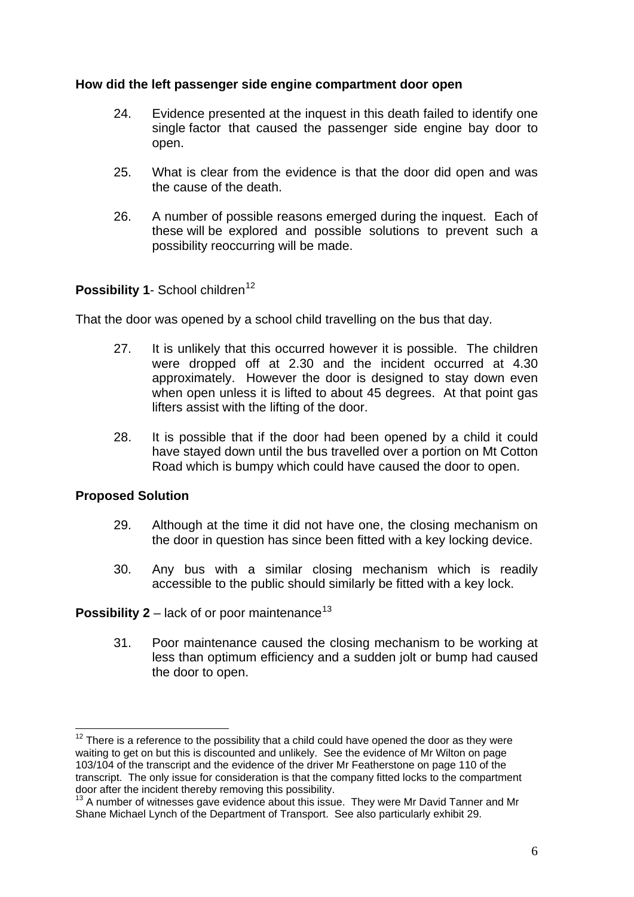**How did the left passenger side engine compartment door open**

24. Evidence presented at the inquest in this death failed to identify one single factor that caused the passenger side engine bay door to open.

25. What is clear from the evidence is that the door did open and was the cause of the death.

26. A number of possible reasons emerged during the inquest. Each of these will be explored and possible solutions to prevent such a possibility reoccurring will be made.

**Possibility 1**- School children[12]

That the door was opened by a school child travelling on the bus that day.

27. It is unlikely that this occurred however it is possible. The children were dropped off at 2.30 and the incident occurred at 4.30 approximately. However the door is designed to stay down even when open unless it is lifted to about 45 degrees. At that point gas lifters assist with the lifting of the door.

28. It is possible that if the door had been opened by a child it could have stayed down until the bus travelled over a portion on Mt Cotton Road which is bumpy which could have caused the door to open.

**Proposed Solution**

29. Although at the time it did not have one, the closing mechanism on the door in question has since been fitted with a key locking device.

30. Any bus with a similar closing mechanism which is readily accessible to the public should similarly be fitted with a key lock.

**Possibility 2** – lack of or poor maintenance[13]

31. Poor maintenance caused the closing mechanism to be working at less than optimum efficiency and a sudden jolt or bump had caused the door to open.

---

[12] There is a reference to the possibility that a child could have opened the door as they were waiting to get on but this is discounted and unlikely. See the evidence of Mr Wilton on page 103/104 of the transcript and the evidence of the driver Mr Featherstone on page 110 of the transcript. The only issue for consideration is that the company fitted locks to the compartment door after the incident thereby removing this possibility.

[13] A number of witnesses gave evidence about this issue. They were Mr David Tanner and Mr Shane Michael Lynch of the Department of Transport. See also particularly exhibit 29.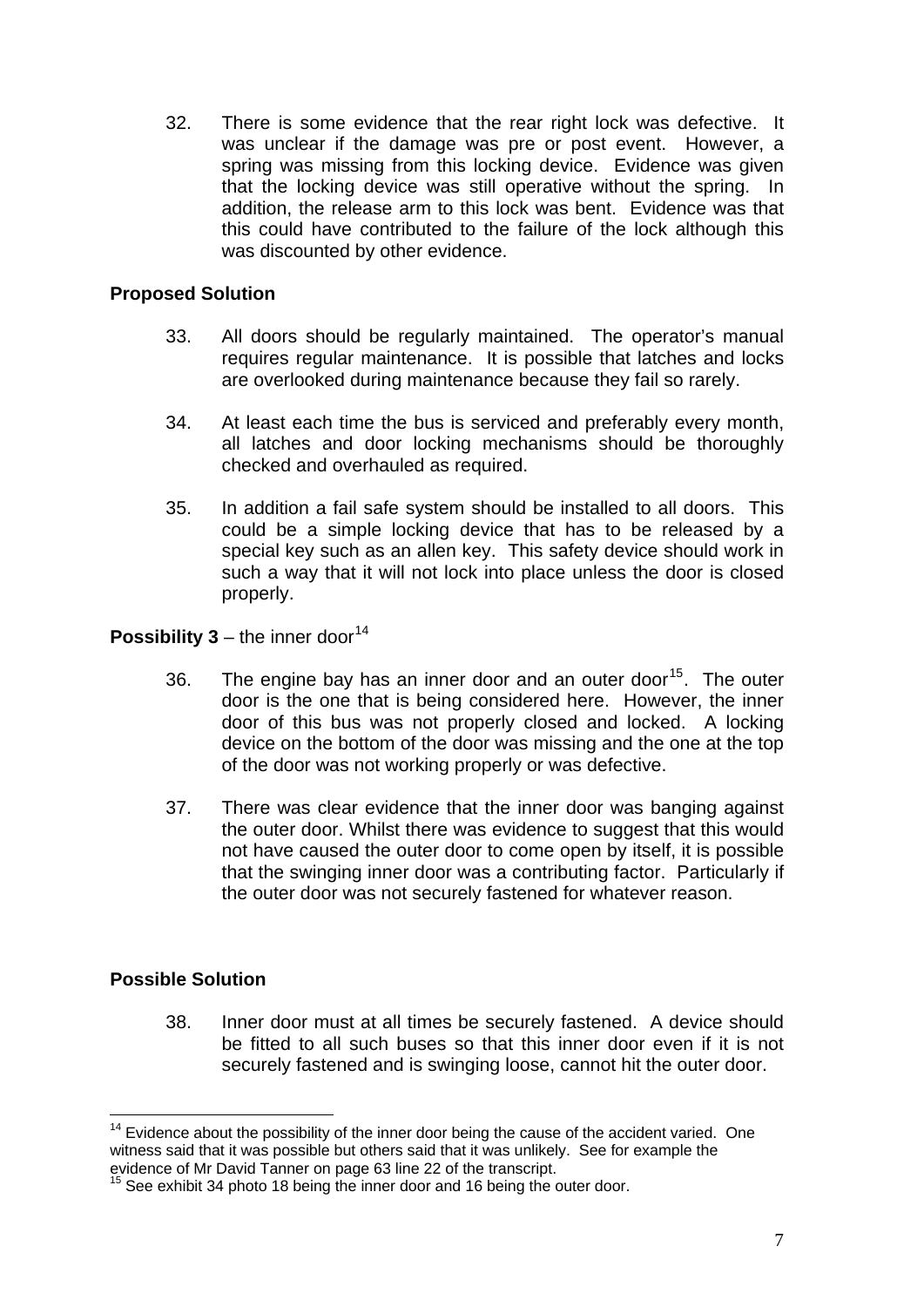32. There is some evidence that the rear right lock was defective. It was unclear if the damage was pre or post event. However, a spring was missing from this locking device. Evidence was given that the locking device was still operative without the spring. In addition, the release arm to this lock was bent. Evidence was that this could have contributed to the failure of the lock although this was discounted by other evidence.

**Proposed Solution**

33. All doors should be regularly maintained. The operator's manual requires regular maintenance. It is possible that latches and locks are overlooked during maintenance because they fail so rarely.

34. At least each time the bus is serviced and preferably every month, all latches and door locking mechanisms should be thoroughly checked and overhauled as required.

35. In addition a fail safe system should be installed to all doors. This could be a simple locking device that has to be released by a special key such as an allen key. This safety device should work in such a way that it will not lock into place unless the door is closed properly.

**Possibility 3** – the inner door[14]

36. The engine bay has an inner door and an outer door[15]. The outer door is the one that is being considered here. However, the inner door of this bus was not properly closed and locked. A locking device on the bottom of the door was missing and the one at the top of the door was not working properly or was defective.

37. There was clear evidence that the inner door was banging against the outer door. Whilst there was evidence to suggest that this would not have caused the outer door to come open by itself, it is possible that the swinging inner door was a contributing factor. Particularly if the outer door was not securely fastened for whatever reason.

**Possible Solution**

38. Inner door must at all times be securely fastened. A device should be fitted to all such buses so that this inner door even if it is not securely fastened and is swinging loose, cannot hit the outer door.

---

[14] Evidence about the possibility of the inner door being the cause of the accident varied. One witness said that it was possible but others said that it was unlikely. See for example the evidence of Mr David Tanner on page 63 line 22 of the transcript.

[15] See exhibit 34 photo 18 being the inner door and 16 being the outer door.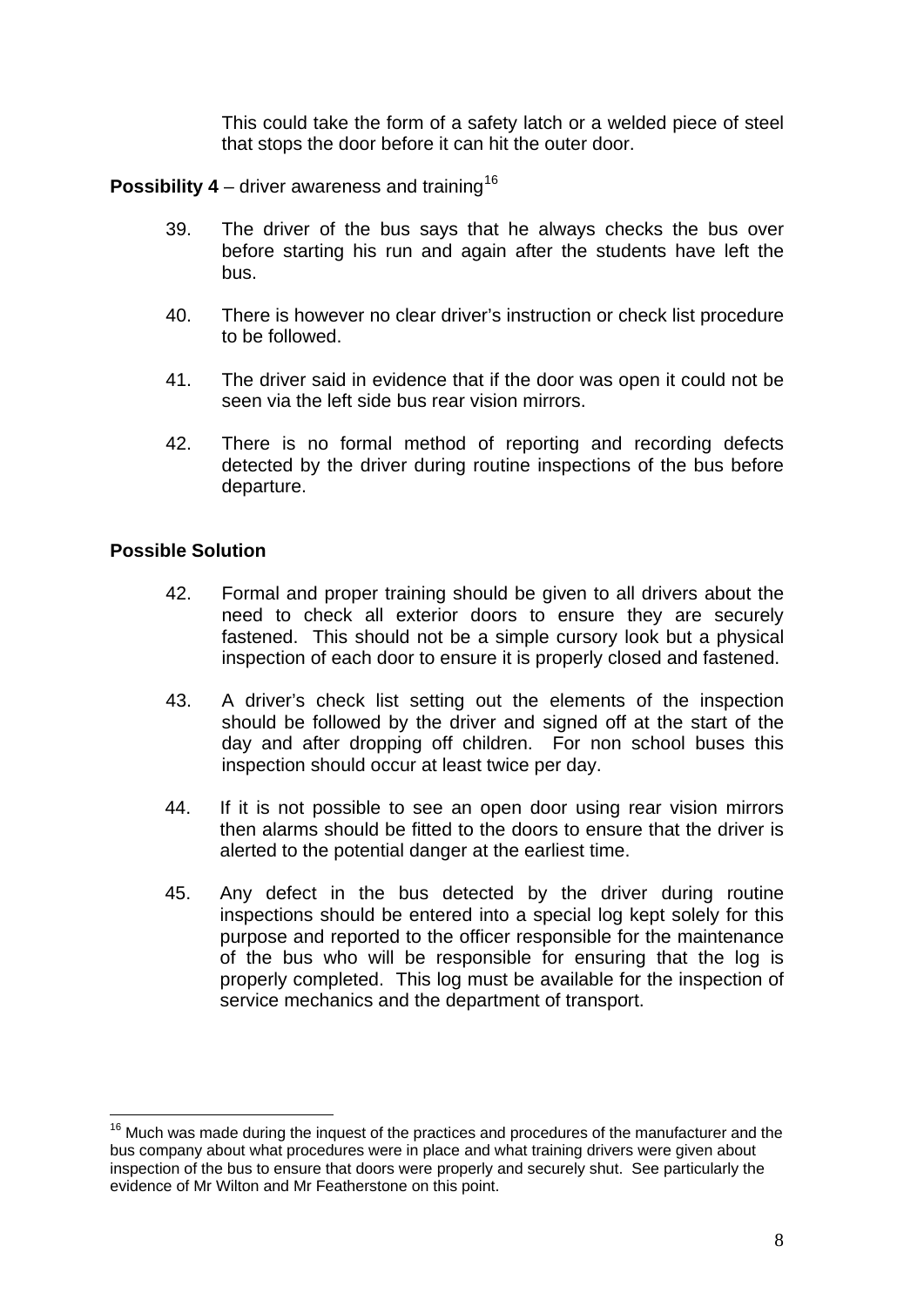This could take the form of a safety latch or a welded piece of steel that stops the door before it can hit the outer door.

**Possibility 4** – driver awareness and training[16]

39. The driver of the bus says that he always checks the bus over before starting his run and again after the students have left the bus.

40. There is however no clear driver's instruction or check list procedure to be followed.

41. The driver said in evidence that if the door was open it could not be seen via the left side bus rear vision mirrors.

42. There is no formal method of reporting and recording defects detected by the driver during routine inspections of the bus before departure.

**Possible Solution**

42. Formal and proper training should be given to all drivers about the need to check all exterior doors to ensure they are securely fastened. This should not be a simple cursory look but a physical inspection of each door to ensure it is properly closed and fastened.

43. A driver's check list setting out the elements of the inspection should be followed by the driver and signed off at the start of the day and after dropping off children. For non school buses this inspection should occur at least twice per day.

44. If it is not possible to see an open door using rear vision mirrors then alarms should be fitted to the doors to ensure that the driver is alerted to the potential danger at the earliest time.

45. Any defect in the bus detected by the driver during routine inspections should be entered into a special log kept solely for this purpose and reported to the officer responsible for the maintenance of the bus who will be responsible for ensuring that the log is properly completed. This log must be available for the inspection of service mechanics and the department of transport.

---

[16] Much was made during the inquest of the practices and procedures of the manufacturer and the bus company about what procedures were in place and what training drivers were given about inspection of the bus to ensure that doors were properly and securely shut. See particularly the evidence of Mr Wilton and Mr Featherstone on this point.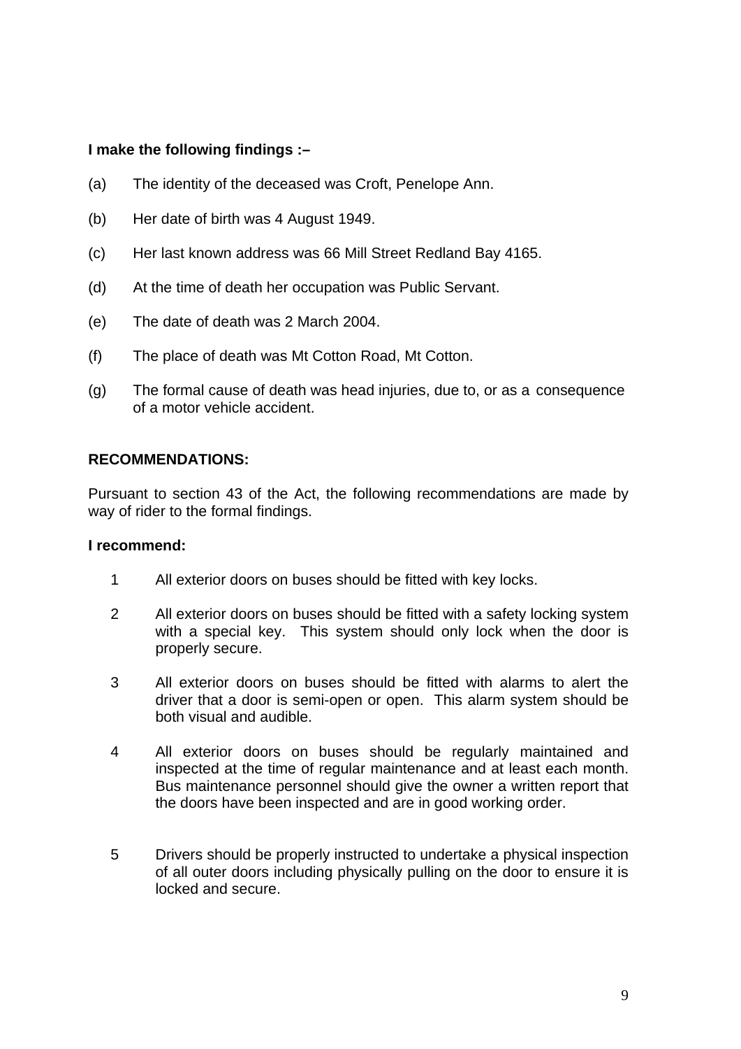**I make the following findings :–**

(a) The identity of the deceased was Croft, Penelope Ann.

(b) Her date of birth was 4 August 1949.

(c) Her last known address was 66 Mill Street Redland Bay 4165.

(d) At the time of death her occupation was Public Servant.

(e) The date of death was 2 March 2004.

(f) The place of death was Mt Cotton Road, Mt Cotton.

(g) The formal cause of death was head injuries, due to, or as a consequence of a motor vehicle accident.

**RECOMMENDATIONS:**

Pursuant to section 43 of the Act, the following recommendations are made by way of rider to the formal findings.

**I recommend:**

1 All exterior doors on buses should be fitted with key locks.

2 All exterior doors on buses should be fitted with a safety locking system with a special key. This system should only lock when the door is properly secure.

3 All exterior doors on buses should be fitted with alarms to alert the driver that a door is semi-open or open. This alarm system should be both visual and audible.

4 All exterior doors on buses should be regularly maintained and inspected at the time of regular maintenance and at least each month. Bus maintenance personnel should give the owner a written report that the doors have been inspected and are in good working order.

5 Drivers should be properly instructed to undertake a physical inspection of all outer doors including physically pulling on the door to ensure it is locked and secure.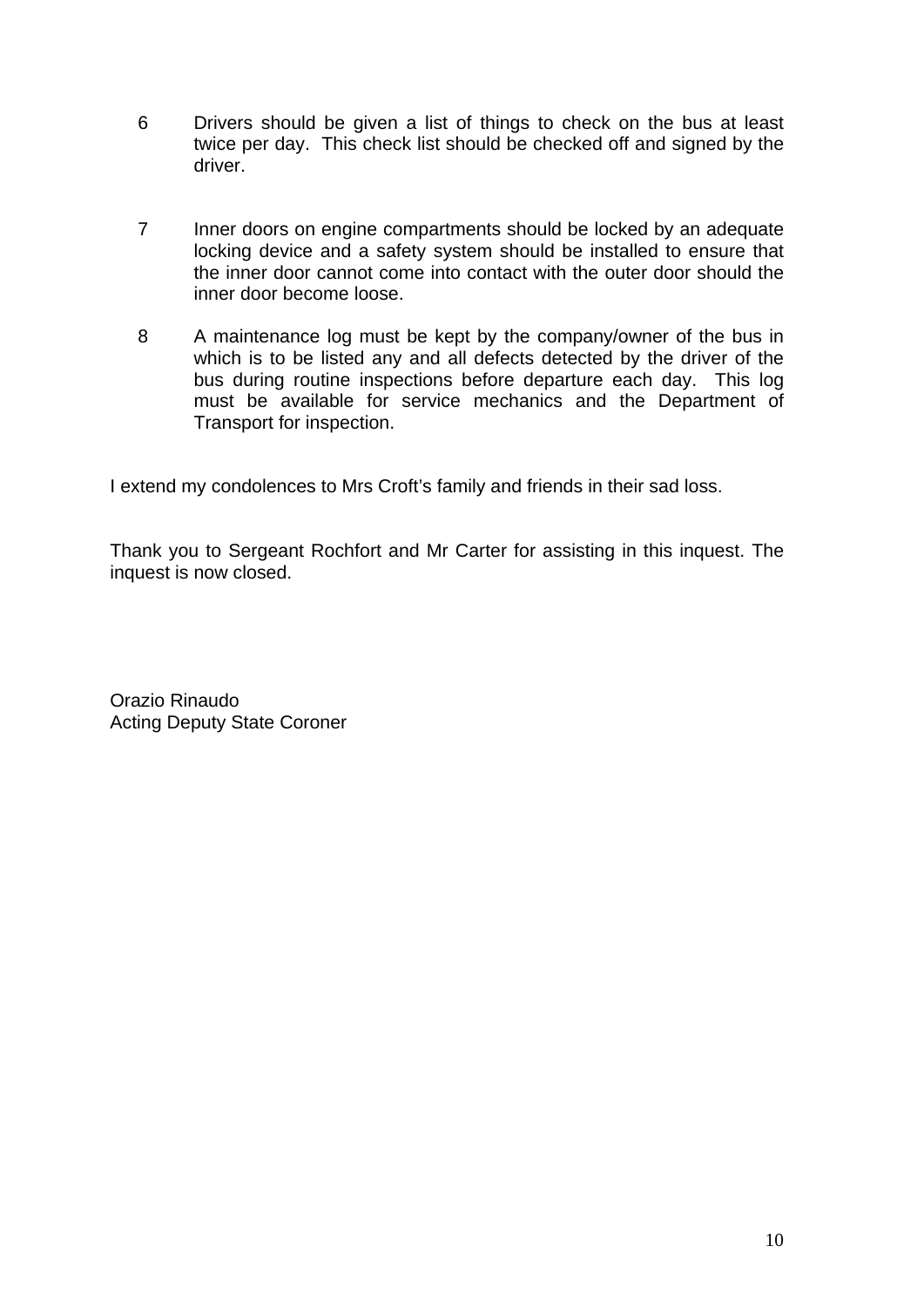6. Drivers should be given a list of things to check on the bus at least twice per day. This check list should be checked off and signed by the driver.

7. Inner doors on engine compartments should be locked by an adequate locking device and a safety system should be installed to ensure that the inner door cannot come into contact with the outer door should the inner door become loose.

8. A maintenance log must be kept by the company/owner of the bus in which is to be listed any and all defects detected by the driver of the bus during routine inspections before departure each day. This log must be available for service mechanics and the Department of Transport for inspection.

I extend my condolences to Mrs Croft's family and friends in their sad loss.

Thank you to Sergeant Rochfort and Mr Carter for assisting in this inquest. The inquest is now closed.

Orazio Rinaudo
Acting Deputy State Coroner